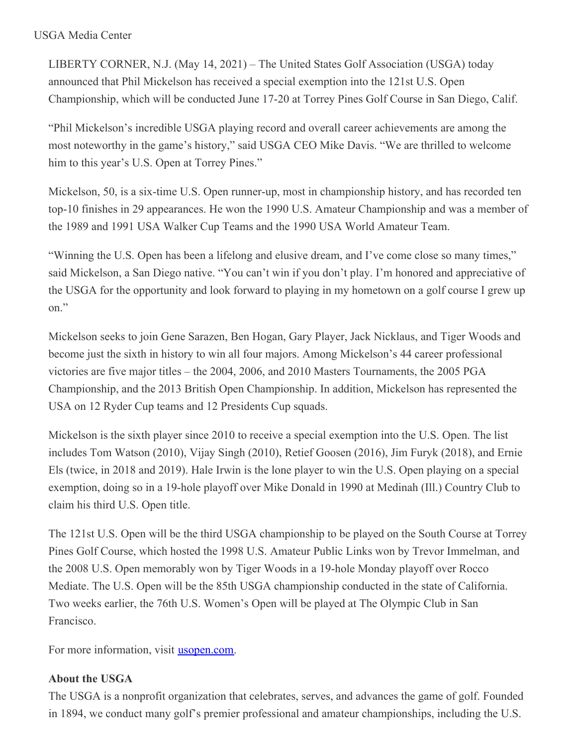USGA Media Center

LIBERTY CORNER, N.J. (May 14, 2021) – The United States Golf Association (USGA) today announced that Phil Mickelson has received a special exemption into the 121st U.S. Open Championship, which will be conducted June 17-20 at Torrey Pines Golf Course in San Diego, Calif.

"Phil Mickelson's incredible USGA playing record and overall career achievements are among the most noteworthy in the game's history," said USGA CEO Mike Davis. "We are thrilled to welcome him to this year's U.S. Open at Torrey Pines."

Mickelson, 50, is a six-time U.S. Open runner-up, most in championship history, and has recorded ten top-10 finishes in 29 appearances. He won the 1990 U.S. Amateur Championship and was a member of the 1989 and 1991 USA Walker Cup Teams and the 1990 USA World Amateur Team.

"Winning the U.S. Open has been a lifelong and elusive dream, and I've come close so many times," said Mickelson, a San Diego native. "You can't win if you don't play. I'm honored and appreciative of the USGA for the opportunity and look forward to playing in my hometown on a golf course I grew up on."

Mickelson seeks to join Gene Sarazen, Ben Hogan, Gary Player, Jack Nicklaus, and Tiger Woods and become just the sixth in history to win all four majors. Among Mickelson's 44 career professional victories are five major titles – the 2004, 2006, and 2010 Masters Tournaments, the 2005 PGA Championship, and the 2013 British Open Championship. In addition, Mickelson has represented the USA on 12 Ryder Cup teams and 12 Presidents Cup squads.

Mickelson is the sixth player since 2010 to receive a special exemption into the U.S. Open. The list includes Tom Watson (2010), Vijay Singh (2010), Retief Goosen (2016), Jim Furyk (2018), and Ernie Els (twice, in 2018 and 2019). Hale Irwin is the lone player to win the U.S. Open playing on a special exemption, doing so in a 19-hole playoff over Mike Donald in 1990 at Medinah (Ill.) Country Club to claim his third U.S. Open title.

The 121st U.S. Open will be the third USGA championship to be played on the South Course at Torrey Pines Golf Course, which hosted the 1998 U.S. Amateur Public Links won by Trevor Immelman, and the 2008 U.S. Open memorably won by Tiger Woods in a 19-hole Monday playoff over Rocco Mediate. The U.S. Open will be the 85th USGA championship conducted in the state of California. Two weeks earlier, the 76th U.S. Women's Open will be played at The Olympic Club in San Francisco.

For more information, visit usopen.com.

**About the USGA**

The USGA is a nonprofit organization that celebrates, serves, and advances the game of golf. Founded in 1894, we conduct many golf's premier professional and amateur championships, including the U.S.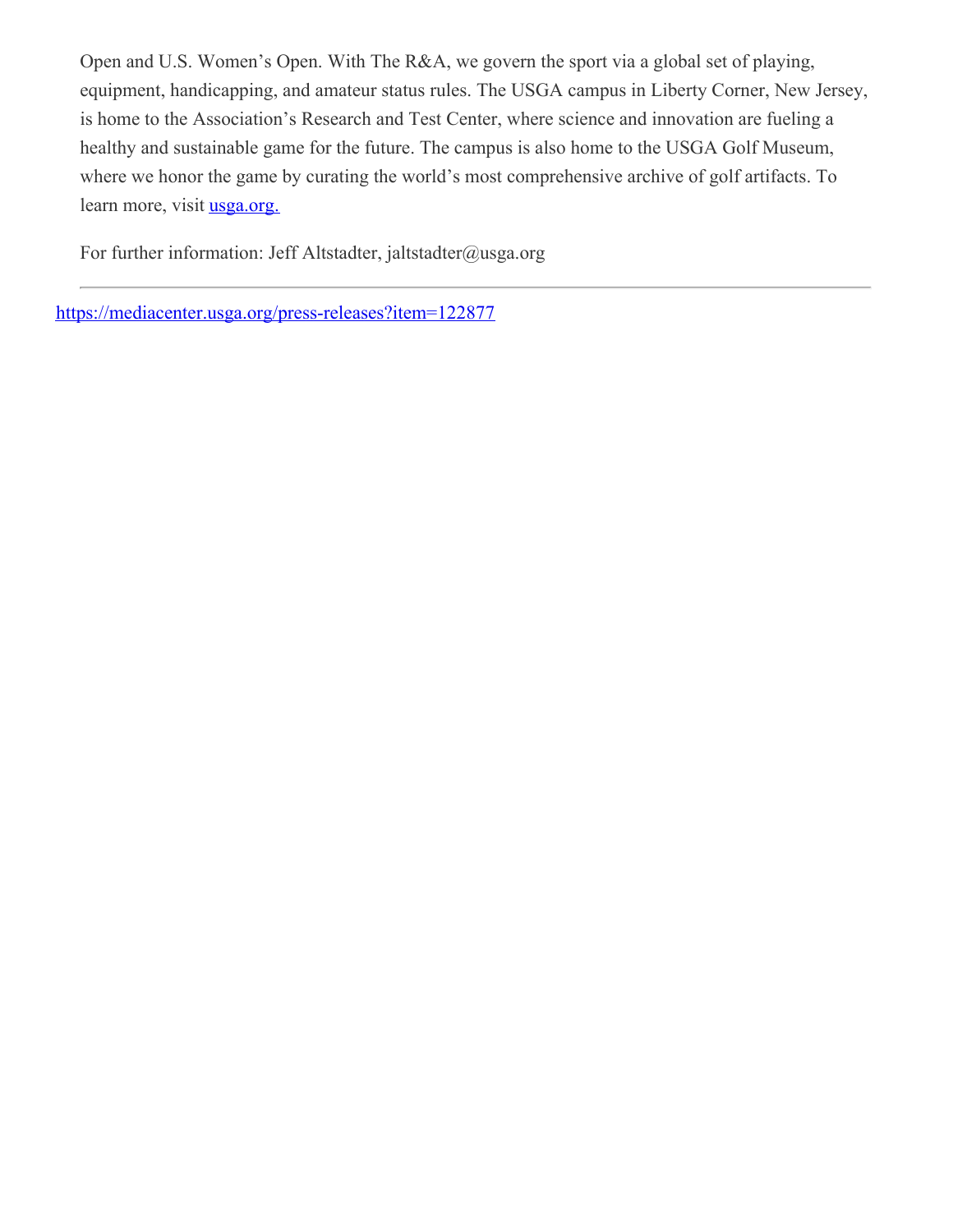Open and U.S. Women's Open. With The R&A, we govern the sport via a global set of playing, equipment, handicapping, and amateur status rules. The USGA campus in Liberty Corner, New Jersey, is home to the Association's Research and Test Center, where science and innovation are fueling a healthy and sustainable game for the future. The campus is also home to the USGA Golf Museum, where we honor the game by curating the world's most comprehensive archive of golf artifacts. To learn more, visit [usga.org.](https://usga.org)

For further information: Jeff Altstadter, jaltstadter@usga.org

---

https://mediacenter.usga.org/press-releases?item=122877